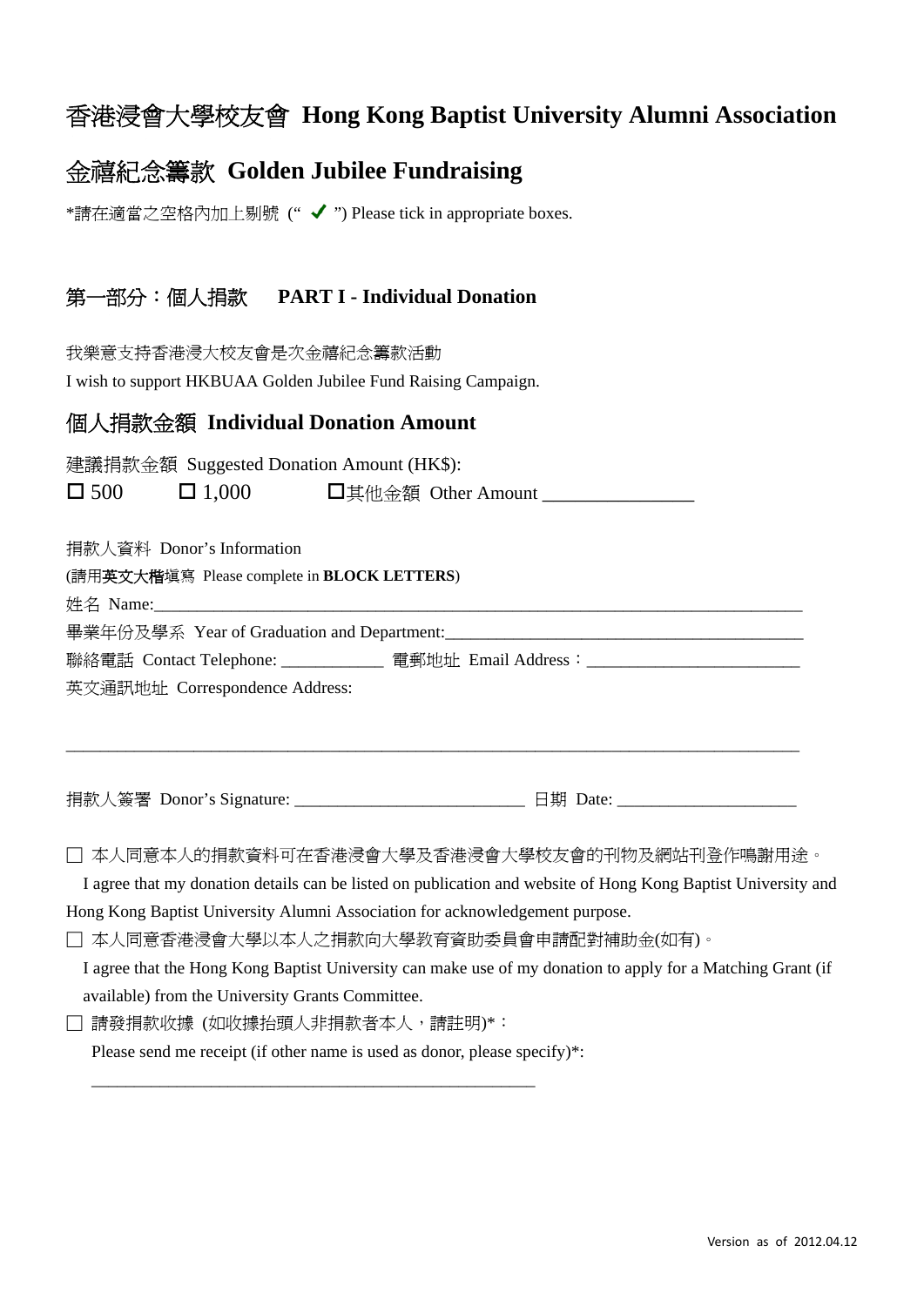# 香港浸會大學校友會 **Hong Kong Baptist University Alumni Association**

# 金禧紀念籌款 **Golden Jubilee Fundraising**

*請在適當之空格內加上剔號（“ ✔ ”) Please tick in appropriate boxes.

## 第一部分：個人捐款 **PART I - Individual Donation**

我樂意支持香港浸大校友會是次金禧紀念籌款活動

I wish to support HKBUAA Golden Jubilee Fund Raising Campaign.

## 個人捐款金額 **Individual Donation Amount**

建議捐款金額 Suggested Donation Amount (HK$):

☐ 500 ☐ 1,000 ☐其他金額 Other Amount ________________

捐款人資料 Donor's Information

(請用**英文大楷**填寫 Please complete in **BLOCK LETTERS**)

姓名 Name:_______________________________________________________________________________

畢業年份及學系 Year of Graduation and Department:___________________________________________

聯絡電話 Contact Telephone: ____________ 電郵地址 Email Address：_________________________

英文通訊地址 Correspondence Address:

_______________________________________________________________________________________

捐款人簽署 Donor's Signature: ___________________________ 日期 Date: _____________________

☐ 本人同意本人的捐款資料可在香港浸會大學及香港浸會大學校友會的刊物及網站刊登作鳴謝用途。

I agree that my donation details can be listed on publication and website of Hong Kong Baptist University and Hong Kong Baptist University Alumni Association for acknowledgement purpose.

☐ 本人同意香港浸會大學以本人之捐款向大學教育資助委員會申請配對補助金(如有)。

I agree that the Hong Kong Baptist University can make use of my donation to apply for a Matching Grant (if available) from the University Grants Committee.

☐ 請發捐款收據 (如收據抬頭人非捐款者本人，請註明)*：

Please send me receipt (if other name is used as donor, please specify)*:

____________________________________________________

Version as of 2012.04.12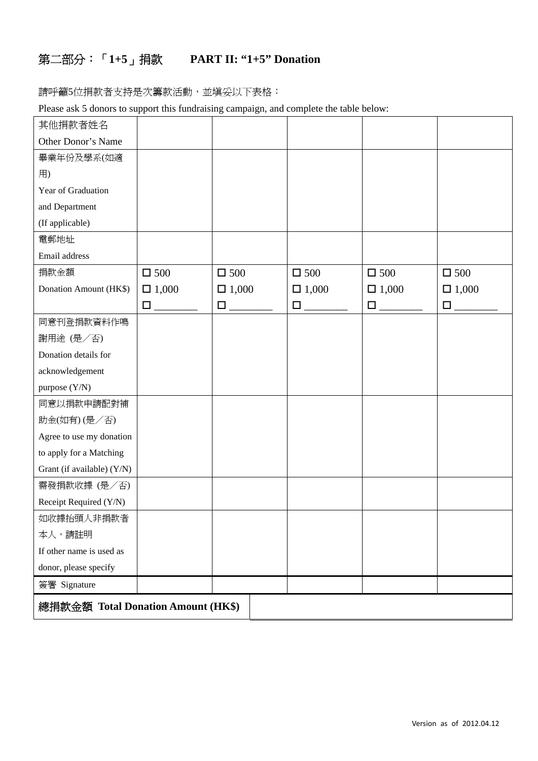## 第二部分：「1+5」捐款　PART II: "1+5" Donation

請呼籲5位捐款者支持是次籌款活動，並填妥以下表格：

Please ask 5 donors to support this fundraising campaign, and complete the table below:

| 其他捐款者姓名<br>Other Donor's Name | | | | | |
|---|---|---|---|---|---|
| 畢業年份及學系(如適用)<br>Year of Graduation and Department (If applicable) | | | | | |
| 電郵地址<br>Email address | | | | | |
| 捐款金額<br>Donation Amount (HK$) | ☐ 500<br>☐ 1,000<br>☐ ________ | ☐ 500<br>☐ 1,000<br>☐ ________ | ☐ 500<br>☐ 1,000<br>☐ ________ | ☐ 500<br>☐ 1,000<br>☐ ________ | ☐ 500<br>☐ 1,000<br>☐ ________ |
| 同意刊登捐款資料作鳴謝用途 (是／否)<br>Donation details for acknowledgement purpose (Y/N) | | | | | |
| 同意以捐款申請配對補助金(如有) (是／否)<br>Agree to use my donation to apply for a Matching Grant (if available) (Y/N) | | | | | |
| 需發捐款收據 (是／否)<br>Receipt Required (Y/N) | | | | | |
| 如收據抬頭人非捐款者本人，請註明<br>If other name is used as donor, please specify | | | | | |
| 簽署 Signature | | | | | |

| **總捐款金額 Total Donation Amount (HK$)** | |
|---|---|

Version as of 2012.04.12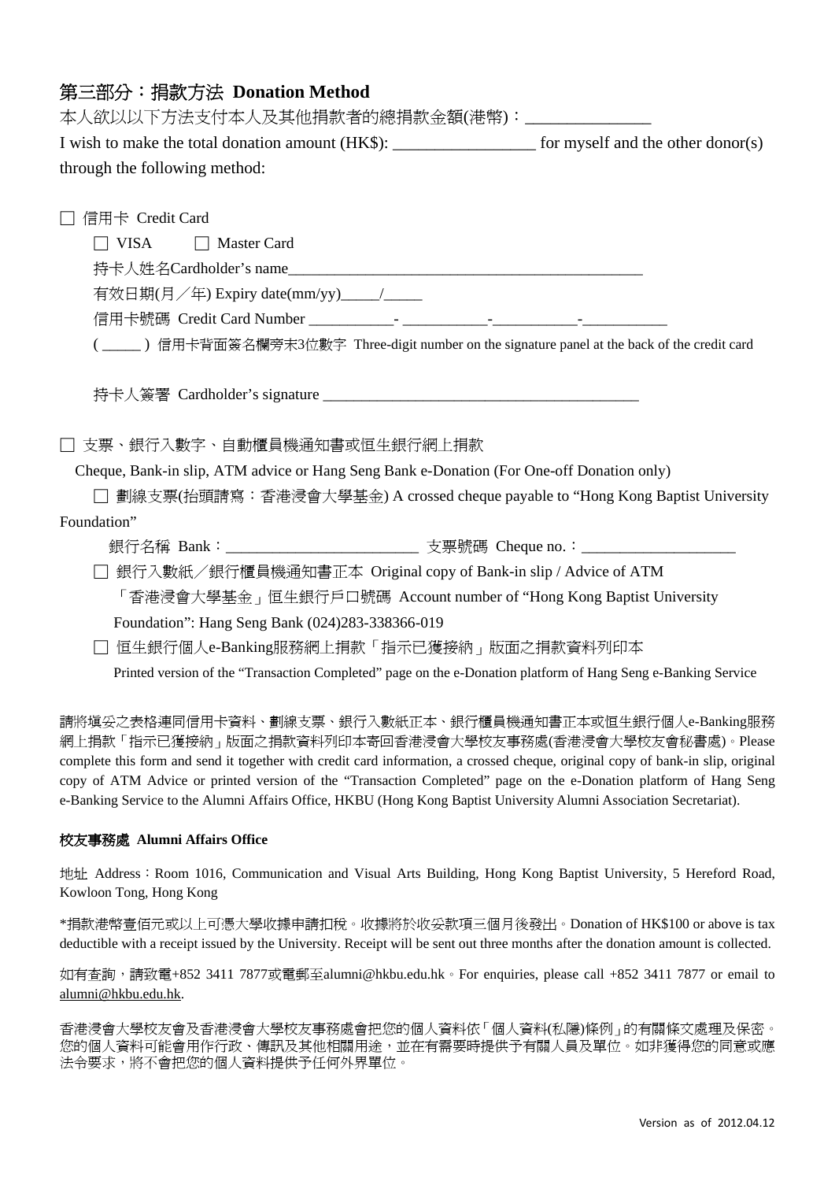## 第三部分：捐款方法 **Donation Method**

本人欲以以下方法支付本人及其他捐款者的總捐款金額(港幣)：_______________

I wish to make the total donation amount (HK$): _________________ for myself and the other donor(s) through the following method:

☐ 信用卡 Credit Card

☐ VISA ☐ Master Card

持卡人姓名Cardholder's name_______________________________________________

有效日期(月／年) Expiry date(mm/yy)_____/_____

信用卡號碼 Credit Card Number ___________- ___________-___________-___________

( _____ ) 信用卡背面簽名欄旁末3位數字 Three-digit number on the signature panel at the back of the credit card

持卡人簽署 Cardholder's signature __________________________________________

☐ 支票、銀行入數字、自動櫃員機通知書或恒生銀行網上捐款

Cheque, Bank-in slip, ATM advice or Hang Seng Bank e-Donation (For One-off Donation only)

☐ 劃線支票(抬頭請寫：香港浸會大學基金) A crossed cheque payable to "Hong Kong Baptist University Foundation"

銀行名稱 Bank：_________________________ 支票號碼 Cheque no.：____________________

☐ 銀行入數紙／銀行櫃員機通知書正本 Original copy of Bank-in slip / Advice of ATM

「香港浸會大學基金」恒生銀行戶口號碼 Account number of "Hong Kong Baptist University Foundation": Hang Seng Bank (024)283-338366-019

☐ 恒生銀行個人e-Banking服務網上捐款「指示已獲接納」版面之捐款資料列印本

Printed version of the "Transaction Completed" page on the e-Donation platform of Hang Seng e-Banking Service

請將填妥之表格連同信用卡資料、劃線支票、銀行入數紙正本、銀行櫃員機通知書正本或恒生銀行個人e-Banking服務網上捐款「指示已獲接納」版面之捐款資料列印本寄回香港浸會大學校友事務處(香港浸會大學校友會秘書處)。Please complete this form and send it together with credit card information, a crossed cheque, original copy of bank-in slip, original copy of ATM Advice or printed version of the "Transaction Completed" page on the e-Donation platform of Hang Seng e-Banking Service to the Alumni Affairs Office, HKBU (Hong Kong Baptist University Alumni Association Secretariat).

**校友事務處 Alumni Affairs Office**

地址 Address：Room 1016, Communication and Visual Arts Building, Hong Kong Baptist University, 5 Hereford Road, Kowloon Tong, Hong Kong

*捐款港幣壹佰元或以上可憑大學收據申請扣稅。收據將於收妥款項三個月後發出。Donation of HK$100 or above is tax deductible with a receipt issued by the University. Receipt will be sent out three months after the donation amount is collected.

如有查詢，請致電+852 3411 7877或電郵至alumni@hkbu.edu.hk。For enquiries, please call +852 3411 7877 or email to alumni@hkbu.edu.hk.

香港浸會大學校友會及香港浸會大學校友事務處會把您的個人資料依「個人資料(私隱)條例」的有關條文處理及保密。您的個人資料可能會用作行政、傳訊及其他相關用途，並在有需要時提供予有關人員及單位。如非獲得您的同意或應法令要求，將不會把您的個人資料提供予任何外界單位。

Version as of 2012.04.12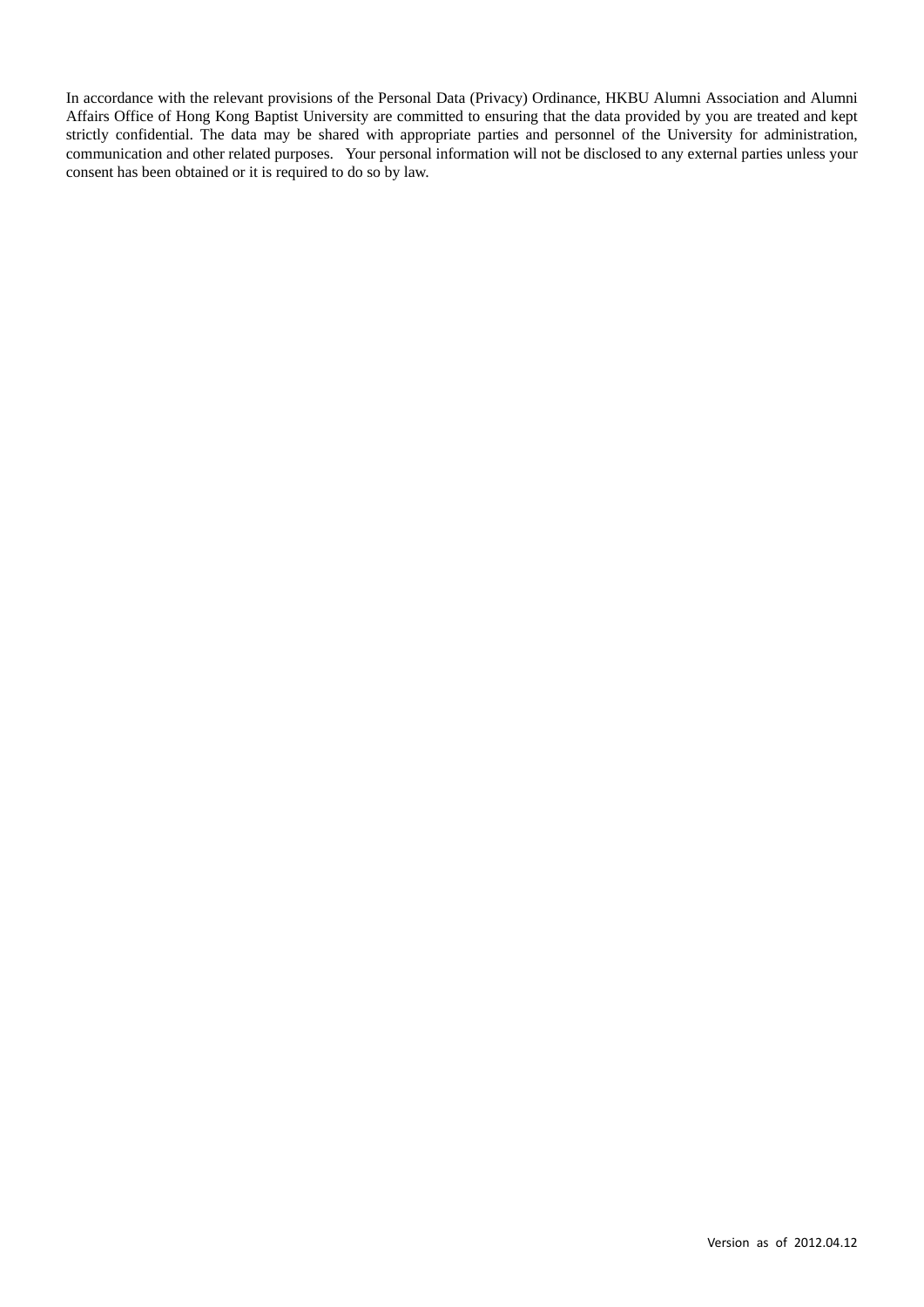In accordance with the relevant provisions of the Personal Data (Privacy) Ordinance, HKBU Alumni Association and Alumni Affairs Office of Hong Kong Baptist University are committed to ensuring that the data provided by you are treated and kept strictly confidential. The data may be shared with appropriate parties and personnel of the University for administration, communication and other related purposes. Your personal information will not be disclosed to any external parties unless your consent has been obtained or it is required to do so by law.

Version as of 2012.04.12